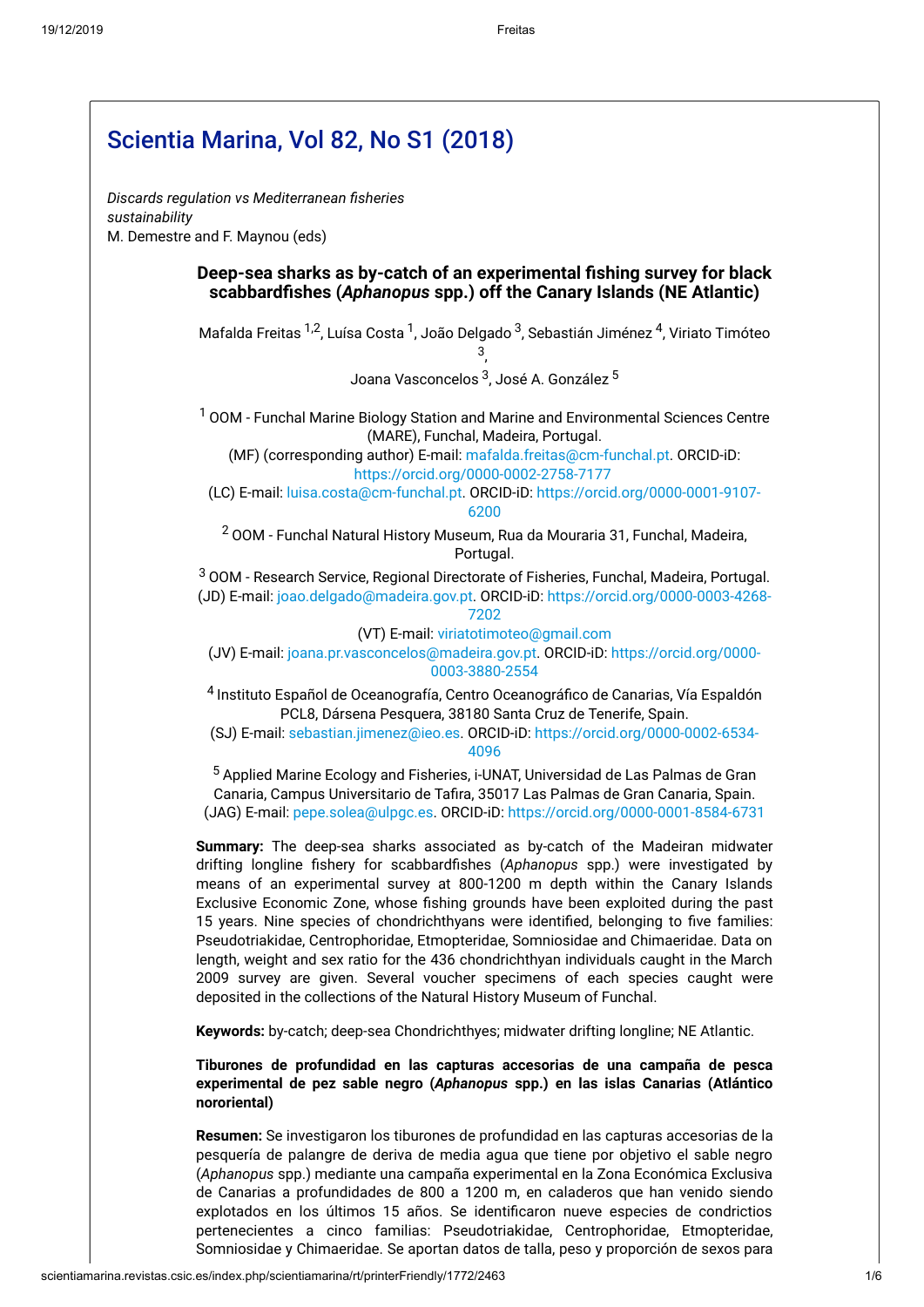# Scientia Marina, Vol 82, No S1 (2018)

*Discards regulation vs Mediterranean fisheries sustainability*
M. Demestre and F. Maynou (eds)

## Deep-sea sharks as by-catch of an experimental fishing survey for black scabbardfishes (*Aphanopus* spp.) off the Canary Islands (NE Atlantic)

Mafalda Freitas [1,2], Luísa Costa [1], João Delgado [3], Sebastián Jiménez [4], Viriato Timóteo [3], Joana Vasconcelos [3], José A. González [5]

[1] OOM - Funchal Marine Biology Station and Marine and Environmental Sciences Centre (MARE), Funchal, Madeira, Portugal.
(MF) (corresponding author) E-mail: mafalda.freitas@cm-funchal.pt. ORCID-iD: https://orcid.org/0000-0002-2758-7177
(LC) E-mail: luisa.costa@cm-funchal.pt. ORCID-iD: https://orcid.org/0000-0001-9107-6200

[2] OOM - Funchal Natural History Museum, Rua da Mouraria 31, Funchal, Madeira, Portugal.

[3] OOM - Research Service, Regional Directorate of Fisheries, Funchal, Madeira, Portugal.
(JD) E-mail: joao.delgado@madeira.gov.pt. ORCID-iD: https://orcid.org/0000-0003-4268-7202
(VT) E-mail: viriatotimoteo@gmail.com
(JV) E-mail: joana.pr.vasconcelos@madeira.gov.pt. ORCID-iD: https://orcid.org/0000-0003-3880-2554

[4] Instituto Español de Oceanografía, Centro Oceanográfico de Canarias, Vía Espaldón PCL8, Dársena Pesquera, 38180 Santa Cruz de Tenerife, Spain.
(SJ) E-mail: sebastian.jimenez@ieo.es. ORCID-iD: https://orcid.org/0000-0002-6534-4096

[5] Applied Marine Ecology and Fisheries, i-UNAT, Universidad de Las Palmas de Gran Canaria, Campus Universitario de Tafira, 35017 Las Palmas de Gran Canaria, Spain.
(JAG) E-mail: pepe.solea@ulpgc.es. ORCID-iD: https://orcid.org/0000-0001-8584-6731

**Summary:** The deep-sea sharks associated as by-catch of the Madeiran midwater drifting longline fishery for scabbardfishes (*Aphanopus* spp.) were investigated by means of an experimental survey at 800-1200 m depth within the Canary Islands Exclusive Economic Zone, whose fishing grounds have been exploited during the past 15 years. Nine species of chondrichthyans were identified, belonging to five families: Pseudotriakidae, Centrophoridae, Etmopteridae, Somniosidae and Chimaeridae. Data on length, weight and sex ratio for the 436 chondrichthyan individuals caught in the March 2009 survey are given. Several voucher specimens of each species caught were deposited in the collections of the Natural History Museum of Funchal.

**Keywords:** by-catch; deep-sea Chondrichthyes; midwater drifting longline; NE Atlantic.

**Tiburones de profundidad en las capturas accesorias de una campaña de pesca experimental de pez sable negro (*Aphanopus* spp.) en las islas Canarias (Atlántico nororiental)**

**Resumen:** Se investigaron los tiburones de profundidad en las capturas accesorias de la pesquería de palangre de deriva de media agua que tiene por objetivo el sable negro (*Aphanopus* spp.) mediante una campaña experimental en la Zona Económica Exclusiva de Canarias a profundidades de 800 a 1200 m, en caladeros que han venido siendo explotados en los últimos 15 años. Se identificaron nueve especies de condrictios pertenecientes a cinco familias: Pseudotriakidae, Centrophoridae, Etmopteridae, Somniosidae y Chimaeridae. Se aportan datos de talla, peso y proporción de sexos para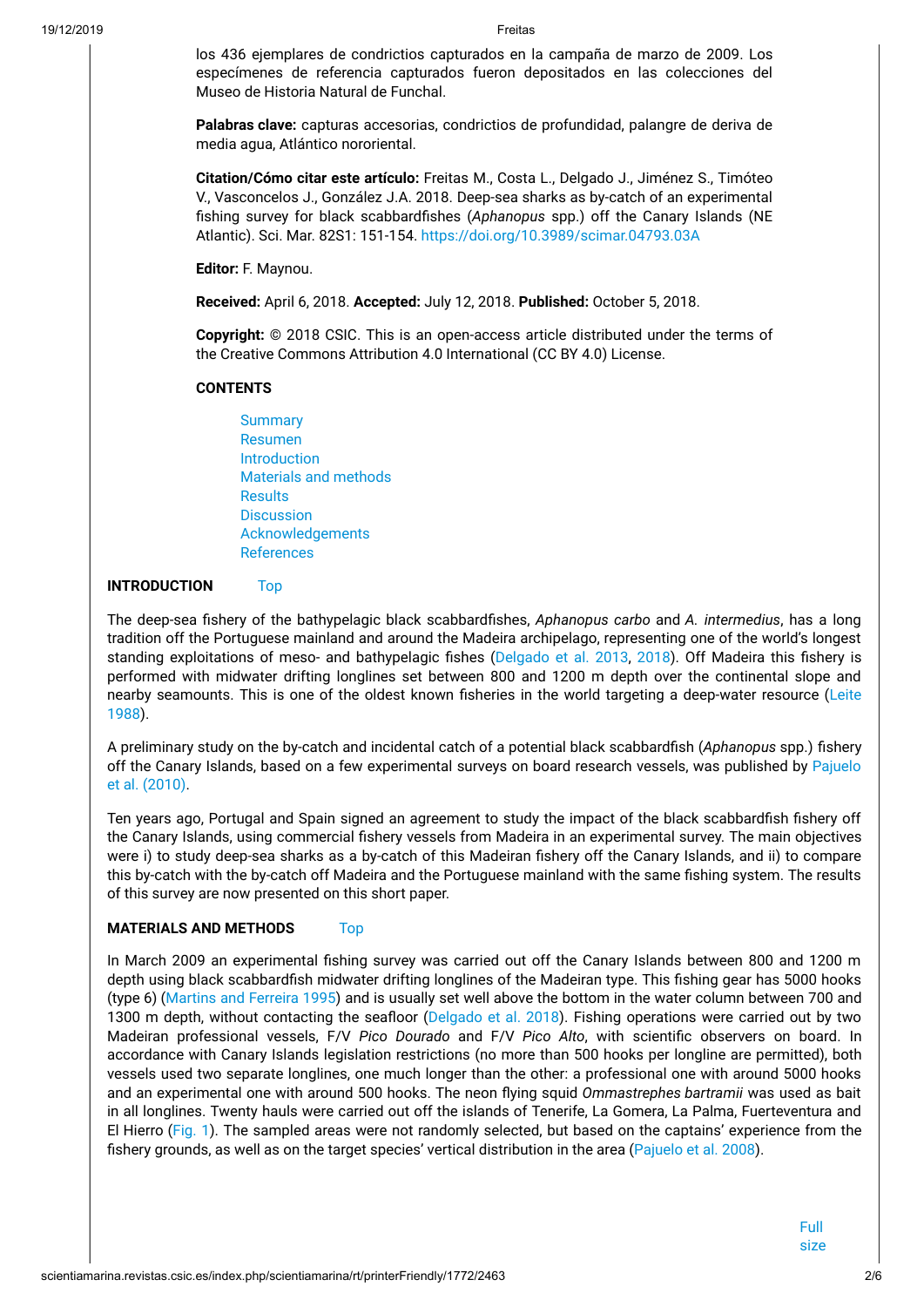los 436 ejemplares de condrictios capturados en la campaña de marzo de 2009. Los especímenes de referencia capturados fueron depositados en las colecciones del Museo de Historia Natural de Funchal.

**Palabras clave:** capturas accesorias, condrictios de profundidad, palangre de deriva de media agua, Atlántico nororiental.

**Citation/Cómo citar este artículo:** Freitas M., Costa L., Delgado J., Jiménez S., Timóteo V., Vasconcelos J., González J.A. 2018. Deep-sea sharks as by-catch of an experimental fishing survey for black scabbardfishes (*Aphanopus* spp.) off the Canary Islands (NE Atlantic). Sci. Mar. 82S1: 151-154. https://doi.org/10.3989/scimar.04793.03A

**Editor:** F. Maynou.

**Received:** April 6, 2018. **Accepted:** July 12, 2018. **Published:** October 5, 2018.

**Copyright:** © 2018 CSIC. This is an open-access article distributed under the terms of the Creative Commons Attribution 4.0 International (CC BY 4.0) License.

**CONTENTS**

- Summary
- Resumen
- Introduction
- Materials and methods
- Results
- Discussion
- Acknowledgements
- References

## INTRODUCTION Top

The deep-sea fishery of the bathypelagic black scabbardfishes, *Aphanopus carbo* and *A. intermedius*, has a long tradition off the Portuguese mainland and around the Madeira archipelago, representing one of the world's longest standing exploitations of meso- and bathypelagic fishes (Delgado et al. 2013, 2018). Off Madeira this fishery is performed with midwater drifting longlines set between 800 and 1200 m depth over the continental slope and nearby seamounts. This is one of the oldest known fisheries in the world targeting a deep-water resource (Leite 1988).

A preliminary study on the by-catch and incidental catch of a potential black scabbardfish (*Aphanopus* spp.) fishery off the Canary Islands, based on a few experimental surveys on board research vessels, was published by Pajuelo et al. (2010).

Ten years ago, Portugal and Spain signed an agreement to study the impact of the black scabbardfish fishery off the Canary Islands, using commercial fishery vessels from Madeira in an experimental survey. The main objectives were i) to study deep-sea sharks as a by-catch of this Madeiran fishery off the Canary Islands, and ii) to compare this by-catch with the by-catch off Madeira and the Portuguese mainland with the same fishing system. The results of this survey are now presented on this short paper.

## MATERIALS AND METHODS Top

In March 2009 an experimental fishing survey was carried out off the Canary Islands between 800 and 1200 m depth using black scabbardfish midwater drifting longlines of the Madeiran type. This fishing gear has 5000 hooks (type 6) (Martins and Ferreira 1995) and is usually set well above the bottom in the water column between 700 and 1300 m depth, without contacting the seafloor (Delgado et al. 2018). Fishing operations were carried out by two Madeiran professional vessels, F/V *Pico Dourado* and F/V *Pico Alto*, with scientific observers on board. In accordance with Canary Islands legislation restrictions (no more than 500 hooks per longline are permitted), both vessels used two separate longlines, one much longer than the other: a professional one with around 5000 hooks and an experimental one with around 500 hooks. The neon flying squid *Ommastrephes bartramii* was used as bait in all longlines. Twenty hauls were carried out off the islands of Tenerife, La Gomera, La Palma, Fuerteventura and El Hierro (Fig. 1). The sampled areas were not randomly selected, but based on the captains' experience from the fishery grounds, as well as on the target species' vertical distribution in the area (Pajuelo et al. 2008).

Full size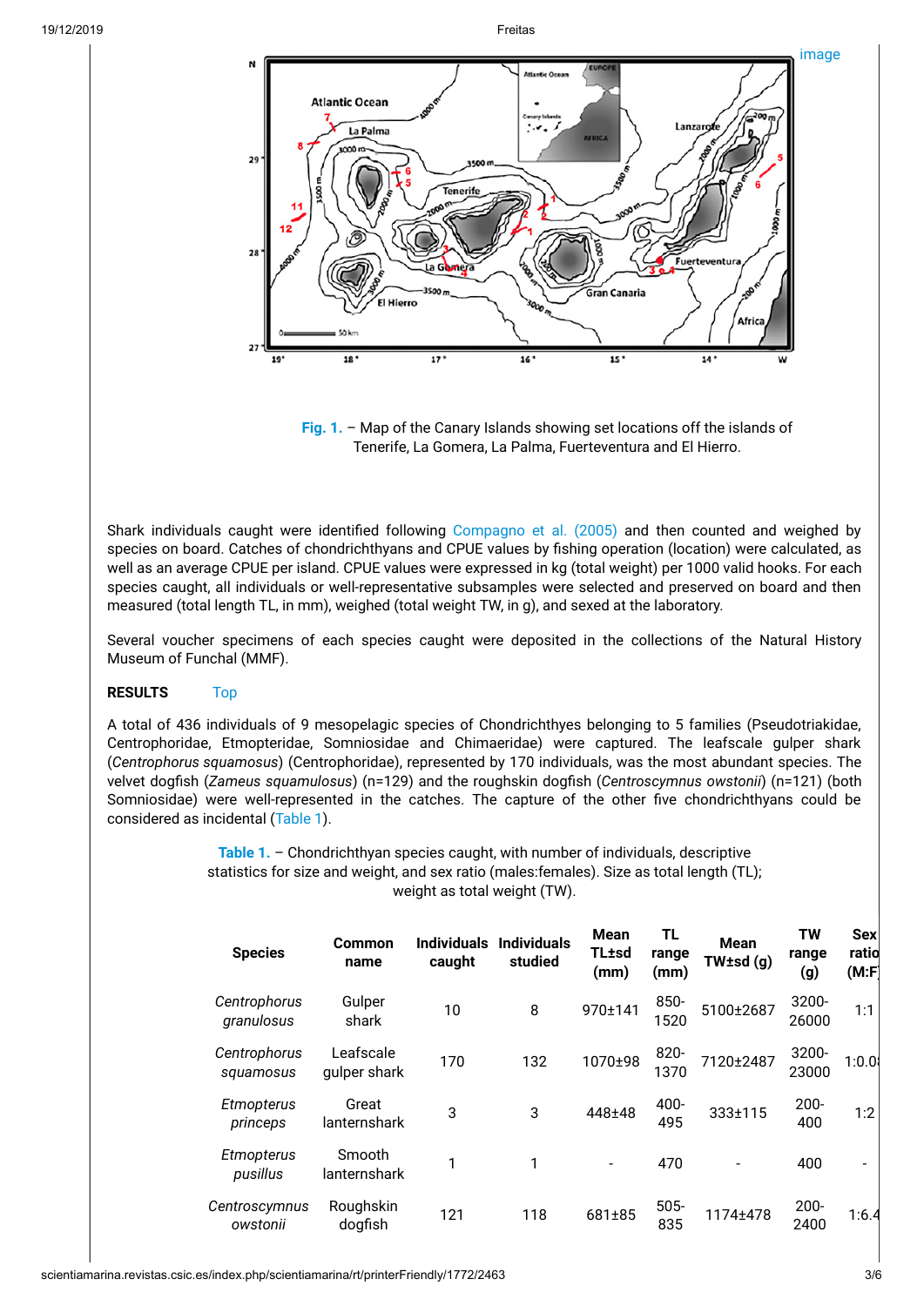image

**Fig. 1.** – Map of the Canary Islands showing set locations off the islands of Tenerife, La Gomera, La Palma, Fuerteventura and El Hierro.

Shark individuals caught were identified following Compagno et al. (2005) and then counted and weighed by species on board. Catches of chondrichthyans and CPUE values by fishing operation (location) were calculated, as well as an average CPUE per island. CPUE values were expressed in kg (total weight) per 1000 valid hooks. For each species caught, all individuals or well-representative subsamples were selected and preserved on board and then measured (total length TL, in mm), weighed (total weight TW, in g), and sexed at the laboratory.

Several voucher specimens of each species caught were deposited in the collections of the Natural History Museum of Funchal (MMF).

## RESULTS Top

A total of 436 individuals of 9 mesopelagic species of Chondrichthyes belonging to 5 families (Pseudotriakidae, Centrophoridae, Etmopteridae, Somniosidae and Chimaeridae) were captured. The leafscale gulper shark (*Centrophorus squamosus*) (Centrophoridae), represented by 170 individuals, was the most abundant species. The velvet dogfish (*Zameus squamulosus*) (n=129) and the roughskin dogfish (*Centroscymnus owstonii*) (n=121) (both Somniosidae) were well-represented in the catches. The capture of the other five chondrichthyans could be considered as incidental (Table 1).

**Table 1.** – Chondrichthyan species caught, with number of individuals, descriptive statistics for size and weight, and sex ratio (males:females). Size as total length (TL); weight as total weight (TW).

| Species | Common name | Individuals caught | Individuals studied | Mean TL±sd (mm) | TL range (mm) | Mean TW±sd (g) | TW range (g) | Sex ratio (M:F) |
|---|---|---|---|---|---|---|---|---|
| *Centrophorus granulosus* | Gulper shark | 10 | 8 | 970±141 | 850-1520 | 5100±2687 | 3200-26000 | 1:1 |
| *Centrophorus squamosus* | Leafscale gulper shark | 170 | 132 | 1070±98 | 820-1370 | 7120±2487 | 3200-23000 | 1:0.0 |
| *Etmopterus princeps* | Great lanternshark | 3 | 3 | 448±48 | 400-495 | 333±115 | 200-400 | 1:2 |
| *Etmopterus pusillus* | Smooth lanternshark | 1 | 1 | - | 470 | - | 400 | - |
| *Centroscymnus owstonii* | Roughskin dogfish | 121 | 118 | 681±85 | 505-835 | 1174±478 | 200-2400 | 1:6.4 |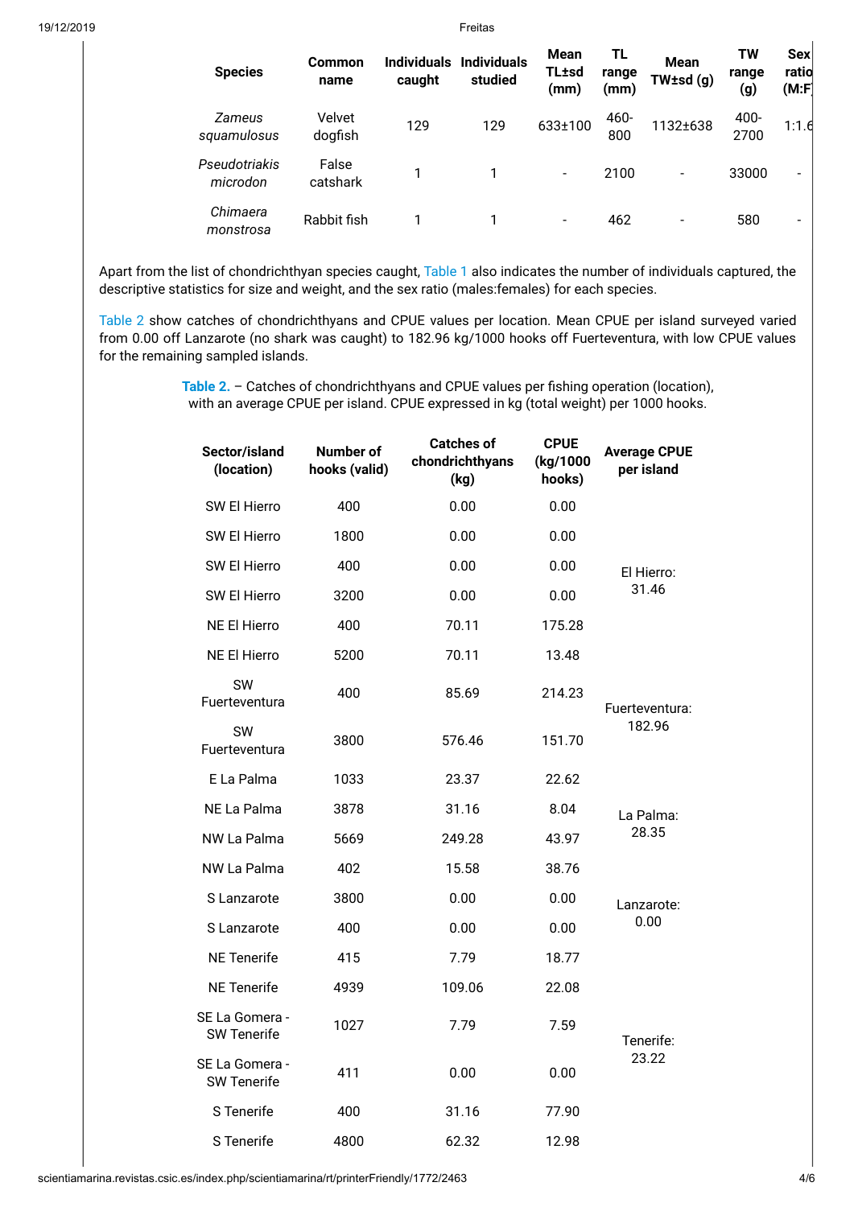| Species | Common name | Individuals caught | Individuals studied | Mean TL±sd (mm) | TL range (mm) | Mean TW±sd (g) | TW range (g) | Sex ratio (M:F) |
|---|---|---|---|---|---|---|---|---|
| *Zameus squamulosus* | Velvet dogfish | 129 | 129 | 633±100 | 460-800 | 1132±638 | 400-2700 | 1:1.6 |
| *Pseudotriakis microdon* | False catshark | 1 | 1 | - | 2100 | - | 33000 | - |
| *Chimaera monstrosa* | Rabbit fish | 1 | 1 | - | 462 | - | 580 | - |

Apart from the list of chondrichthyan species caught, Table 1 also indicates the number of individuals captured, the descriptive statistics for size and weight, and the sex ratio (males:females) for each species.

Table 2 show catches of chondrichthyans and CPUE values per location. Mean CPUE per island surveyed varied from 0.00 off Lanzarote (no shark was caught) to 182.96 kg/1000 hooks off Fuerteventura, with low CPUE values for the remaining sampled islands.

**Table 2.** – Catches of chondrichthyans and CPUE values per fishing operation (location), with an average CPUE per island. CPUE expressed in kg (total weight) per 1000 hooks.

| Sector/island (location) | Number of hooks (valid) | Catches of chondrichthyans (kg) | CPUE (kg/1000 hooks) | Average CPUE per island |
|---|---|---|---|---|
| SW El Hierro | 400 | 0.00 | 0.00 | El Hierro: 31.46 |
| SW El Hierro | 1800 | 0.00 | 0.00 | |
| SW El Hierro | 400 | 0.00 | 0.00 | |
| SW El Hierro | 3200 | 0.00 | 0.00 | |
| NE El Hierro | 400 | 70.11 | 175.28 | |
| NE El Hierro | 5200 | 70.11 | 13.48 | |
| SW Fuerteventura | 400 | 85.69 | 214.23 | Fuerteventura: 182.96 |
| SW Fuerteventura | 3800 | 576.46 | 151.70 | |
| E La Palma | 1033 | 23.37 | 22.62 | La Palma: 28.35 |
| NE La Palma | 3878 | 31.16 | 8.04 | |
| NW La Palma | 5669 | 249.28 | 43.97 | |
| NW La Palma | 402 | 15.58 | 38.76 | |
| S Lanzarote | 3800 | 0.00 | 0.00 | Lanzarote: 0.00 |
| S Lanzarote | 400 | 0.00 | 0.00 | |
| NE Tenerife | 415 | 7.79 | 18.77 | Tenerife: 23.22 |
| NE Tenerife | 4939 | 109.06 | 22.08 | |
| SE La Gomera - SW Tenerife | 1027 | 7.79 | 7.59 | |
| SE La Gomera - SW Tenerife | 411 | 0.00 | 0.00 | |
| S Tenerife | 400 | 31.16 | 77.90 | |
| S Tenerife | 4800 | 62.32 | 12.98 | |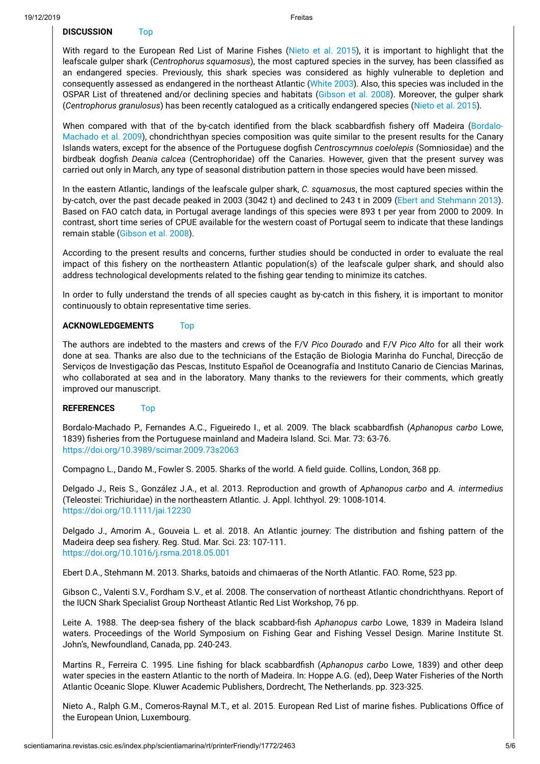## DISCUSSION Top

With regard to the European Red List of Marine Fishes (Nieto et al. 2015), it is important to highlight that the leafscale gulper shark (*Centrophorus squamosus*), the most captured species in the survey, has been classified as an endangered species. Previously, this shark species was considered as highly vulnerable to depletion and consequently assessed as endangered in the northeast Atlantic (White 2003). Also, this species was included in the OSPAR List of threatened and/or declining species and habitats (Gibson et al. 2008). Moreover, the gulper shark (*Centrophorus granulosus*) has been recently catalogued as a critically endangered species (Nieto et al. 2015).

When compared with that of the by-catch identified from the black scabbardfish fishery off Madeira (Bordalo-Machado et al. 2009), chondrichthyan species composition was quite similar to the present results for the Canary Islands waters, except for the absence of the Portuguese dogfish *Centroscymnus coelolepis* (Somniosidae) and the birdbeak dogfish *Deania calcea* (Centrophoridae) off the Canaries. However, given that the present survey was carried out only in March, any type of seasonal distribution pattern in those species would have been missed.

In the eastern Atlantic, landings of the leafscale gulper shark, *C. squamosus*, the most captured species within the by-catch, over the past decade peaked in 2003 (3042 t) and declined to 243 t in 2009 (Ebert and Stehmann 2013). Based on FAO catch data, in Portugal average landings of this species were 893 t per year from 2000 to 2009. In contrast, short time series of CPUE available for the western coast of Portugal seem to indicate that these landings remain stable (Gibson et al. 2008).

According to the present results and concerns, further studies should be conducted in order to evaluate the real impact of this fishery on the northeastern Atlantic population(s) of the leafscale gulper shark, and should also address technological developments related to the fishing gear tending to minimize its catches.

In order to fully understand the trends of all species caught as by-catch in this fishery, it is important to monitor continuously to obtain representative time series.

## ACKNOWLEDGEMENTS Top

The authors are indebted to the masters and crews of the F/V *Pico Dourado* and F/V *Pico Alto* for all their work done at sea. Thanks are also due to the technicians of the Estação de Biologia Marinha do Funchal, Direcção de Serviços de Investigação das Pescas, Instituto Español de Oceanografía and Instituto Canario de Ciencias Marinas, who collaborated at sea and in the laboratory. Many thanks to the reviewers for their comments, which greatly improved our manuscript.

## REFERENCES Top

Bordalo-Machado P., Fernandes A.C., Figueiredo I., et al. 2009. The black scabbardfish (*Aphanopus carbo* Lowe, 1839) fisheries from the Portuguese mainland and Madeira Island. Sci. Mar. 73: 63-76.
https://doi.org/10.3989/scimar.2009.73s2063

Compagno L., Dando M., Fowler S. 2005. Sharks of the world. A field guide. Collins, London, 368 pp.

Delgado J., Reis S., González J.A., et al. 2013. Reproduction and growth of *Aphanopus carbo* and *A. intermedius* (Teleostei: Trichiuridae) in the northeastern Atlantic. J. Appl. Ichthyol. 29: 1008-1014.
https://doi.org/10.1111/jai.12230

Delgado J., Amorim A., Gouveia L. et al. 2018. An Atlantic journey: The distribution and fishing pattern of the Madeira deep sea fishery. Reg. Stud. Mar. Sci. 23: 107-111.
https://doi.org/10.1016/j.rsma.2018.05.001

Ebert D.A., Stehmann M. 2013. Sharks, batoids and chimaeras of the North Atlantic. FAO. Rome, 523 pp.

Gibson C., Valenti S.V., Fordham S.V., et al. 2008. The conservation of northeast Atlantic chondrichthyans. Report of the IUCN Shark Specialist Group Northeast Atlantic Red List Workshop, 76 pp.

Leite A. 1988. The deep-sea fishery of the black scabbard-fish *Aphanopus carbo* Lowe, 1839 in Madeira Island waters. Proceedings of the World Symposium on Fishing Gear and Fishing Vessel Design. Marine Institute St. John's, Newfoundland, Canada, pp. 240-243.

Martins R., Ferreira C. 1995. Line fishing for black scabbardfish (*Aphanopus carbo* Lowe, 1839) and other deep water species in the eastern Atlantic to the north of Madeira. In: Hoppe A.G. (ed), Deep Water Fisheries of the North Atlantic Oceanic Slope. Kluwer Academic Publishers, Dordrecht, The Netherlands. pp. 323-325.

Nieto A., Ralph G.M., Comeros-Raynal M.T., et al. 2015. European Red List of marine fishes. Publications Office of the European Union, Luxembourg.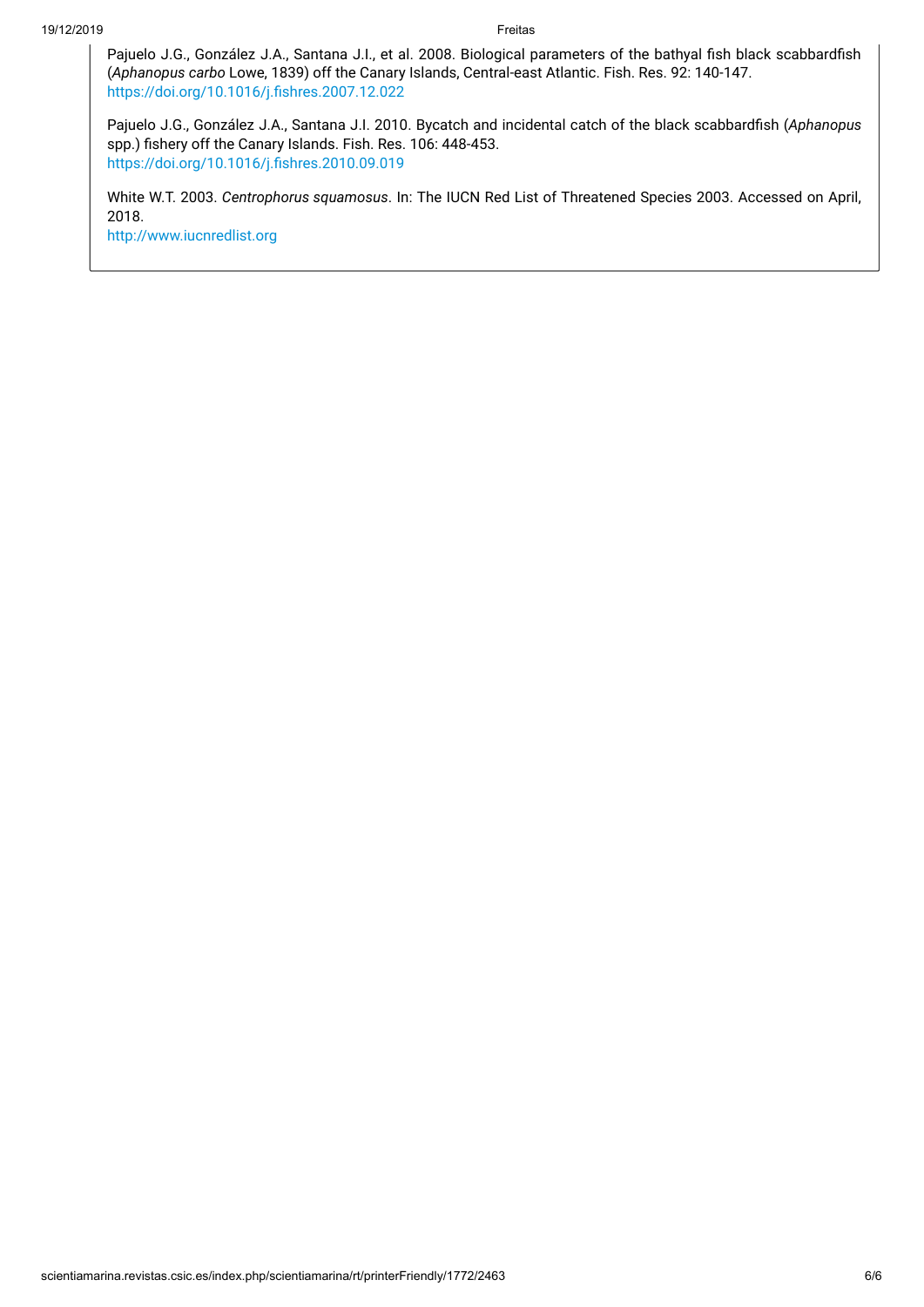Pajuelo J.G., González J.A., Santana J.I., et al. 2008. Biological parameters of the bathyal fish black scabbardfish (*Aphanopus carbo* Lowe, 1839) off the Canary Islands, Central-east Atlantic. Fish. Res. 92: 140-147. https://doi.org/10.1016/j.fishres.2007.12.022

Pajuelo J.G., González J.A., Santana J.I. 2010. Bycatch and incidental catch of the black scabbardfish (*Aphanopus* spp.) fishery off the Canary Islands. Fish. Res. 106: 448-453. https://doi.org/10.1016/j.fishres.2010.09.019

White W.T. 2003. *Centrophorus squamosus*. In: The IUCN Red List of Threatened Species 2003. Accessed on April, 2018. http://www.iucnredlist.org